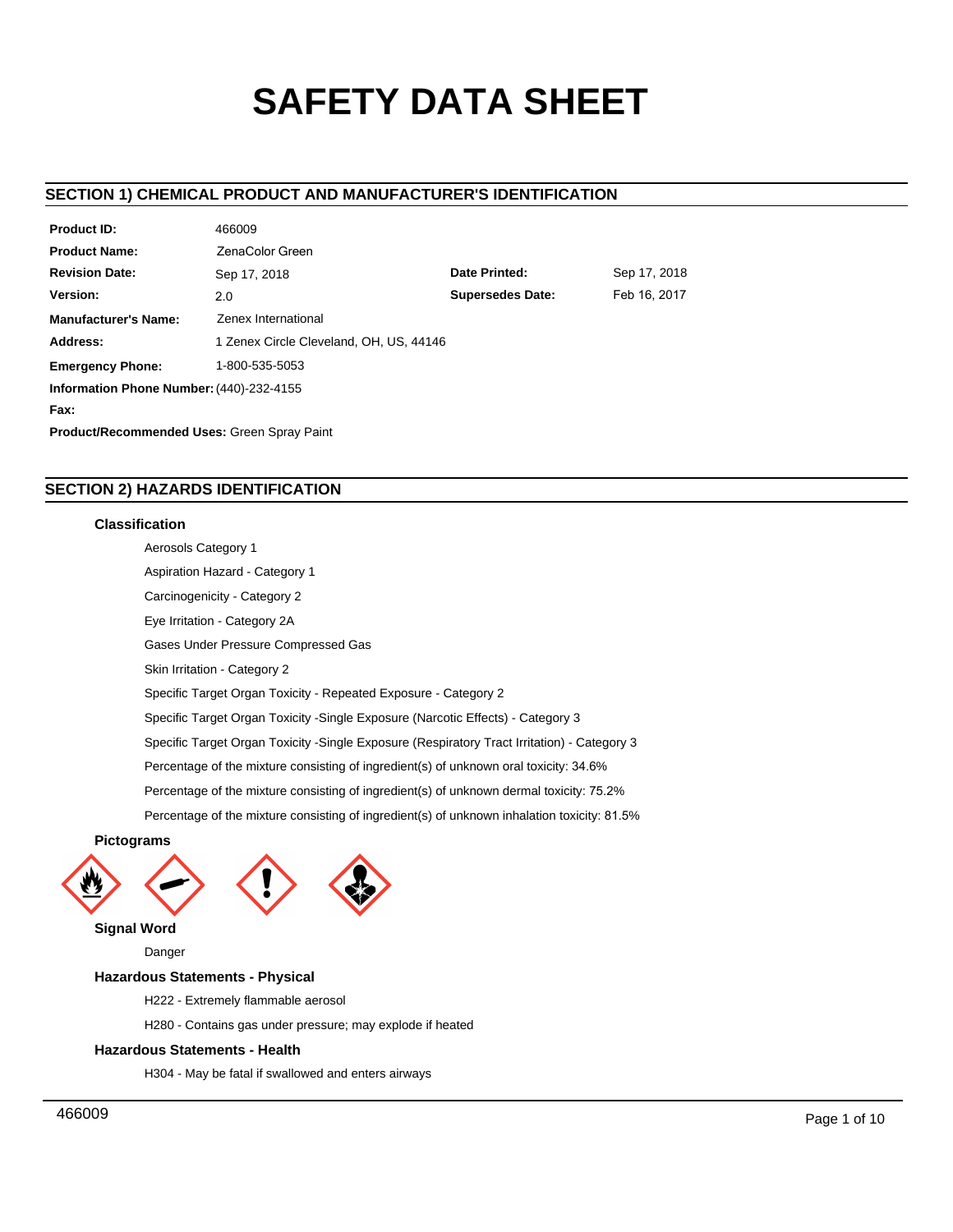# SAFETY DATA SHEET

## SECTION 1) CHEMICAL PRODUCT AND MANUFACTURER'S IDENTIFICATION

| | | | |
|---|---|---|---|
| **Product ID:** | 466009 | | |
| **Product Name:** | ZenaColor Green | | |
| **Revision Date:** | Sep 17, 2018 | **Date Printed:** | Sep 17, 2018 |
| **Version:** | 2.0 | **Supersedes Date:** | Feb 16, 2017 |
| **Manufacturer's Name:** | Zenex International | | |
| **Address:** | 1 Zenex Circle Cleveland, OH, US, 44146 | | |
| **Emergency Phone:** | 1-800-535-5053 | | |
| **Information Phone Number:** | (440)-232-4155 | | |
| **Fax:** | | | |

**Product/Recommended Uses:** Green Spray Paint

## SECTION 2) HAZARDS IDENTIFICATION

### Classification

Aerosols Category 1

Aspiration Hazard - Category 1

Carcinogenicity - Category 2

Eye Irritation - Category 2A

Gases Under Pressure Compressed Gas

Skin Irritation - Category 2

Specific Target Organ Toxicity - Repeated Exposure - Category 2

Specific Target Organ Toxicity -Single Exposure (Narcotic Effects) - Category 3

Specific Target Organ Toxicity -Single Exposure (Respiratory Tract Irritation) - Category 3

Percentage of the mixture consisting of ingredient(s) of unknown oral toxicity: 34.6%

Percentage of the mixture consisting of ingredient(s) of unknown dermal toxicity: 75.2%

Percentage of the mixture consisting of ingredient(s) of unknown inhalation toxicity: 81.5%

### Pictograms

### Signal Word

Danger

### Hazardous Statements - Physical

H222 - Extremely flammable aerosol

H280 - Contains gas under pressure; may explode if heated

### Hazardous Statements - Health

H304 - May be fatal if swallowed and enters airways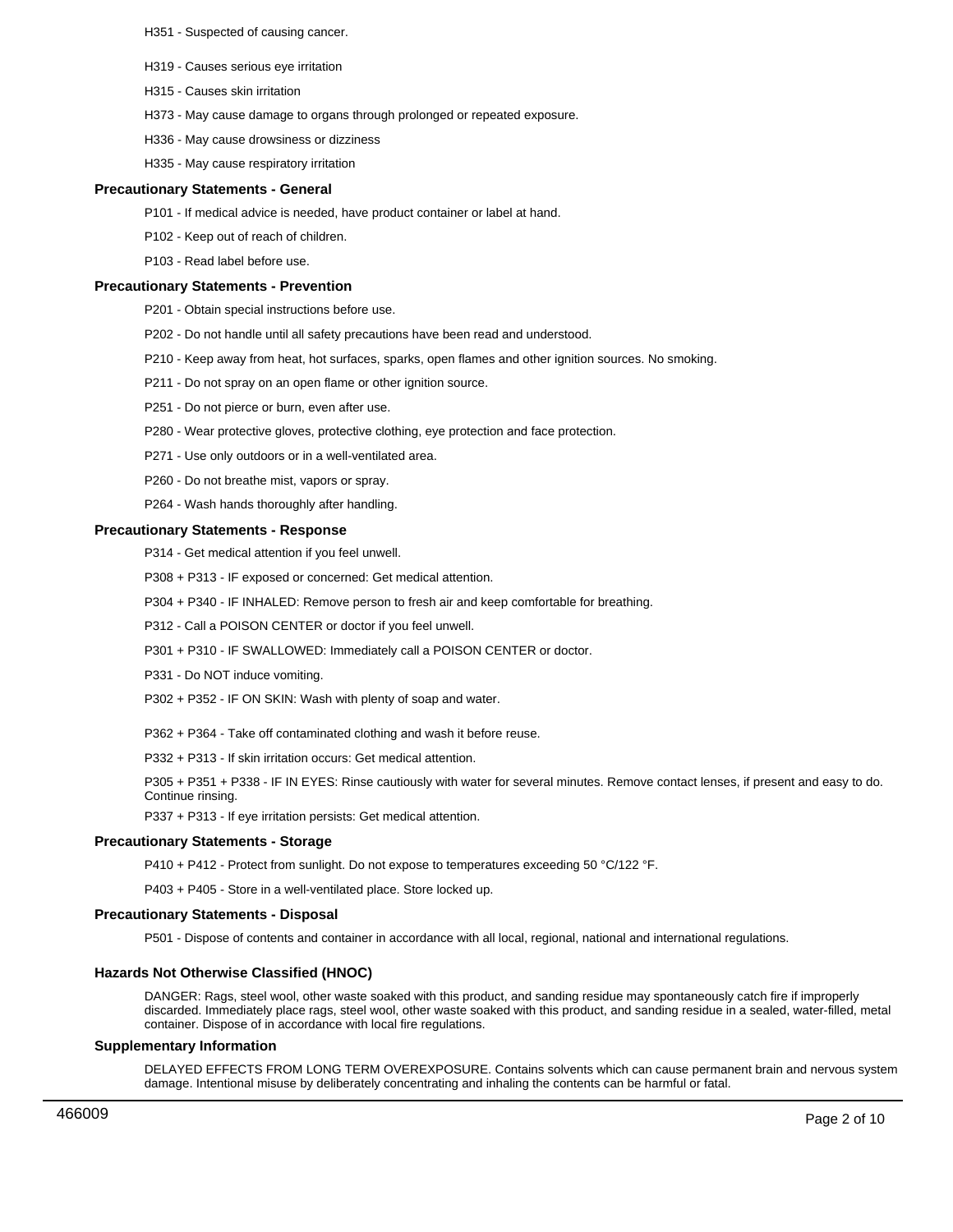H351 - Suspected of causing cancer.

H319 - Causes serious eye irritation

H315 - Causes skin irritation

H373 - May cause damage to organs through prolonged or repeated exposure.

H336 - May cause drowsiness or dizziness

H335 - May cause respiratory irritation

### Precautionary Statements - General

P101 - If medical advice is needed, have product container or label at hand.

P102 - Keep out of reach of children.

P103 - Read label before use.

### Precautionary Statements - Prevention

P201 - Obtain special instructions before use.

P202 - Do not handle until all safety precautions have been read and understood.

P210 - Keep away from heat, hot surfaces, sparks, open flames and other ignition sources. No smoking.

P211 - Do not spray on an open flame or other ignition source.

P251 - Do not pierce or burn, even after use.

P280 - Wear protective gloves, protective clothing, eye protection and face protection.

P271 - Use only outdoors or in a well-ventilated area.

P260 - Do not breathe mist, vapors or spray.

P264 - Wash hands thoroughly after handling.

### Precautionary Statements - Response

P314 - Get medical attention if you feel unwell.

P308 + P313 - IF exposed or concerned: Get medical attention.

P304 + P340 - IF INHALED: Remove person to fresh air and keep comfortable for breathing.

P312 - Call a POISON CENTER or doctor if you feel unwell.

P301 + P310 - IF SWALLOWED: Immediately call a POISON CENTER or doctor.

P331 - Do NOT induce vomiting.

P302 + P352 - IF ON SKIN: Wash with plenty of soap and water.

P362 + P364 - Take off contaminated clothing and wash it before reuse.

P332 + P313 - If skin irritation occurs: Get medical attention.

P305 + P351 + P338 - IF IN EYES: Rinse cautiously with water for several minutes. Remove contact lenses, if present and easy to do. Continue rinsing.

P337 + P313 - If eye irritation persists: Get medical attention.

### Precautionary Statements - Storage

P410 + P412 - Protect from sunlight. Do not expose to temperatures exceeding 50 °C/122 °F.

P403 + P405 - Store in a well-ventilated place. Store locked up.

### Precautionary Statements - Disposal

P501 - Dispose of contents and container in accordance with all local, regional, national and international regulations.

### Hazards Not Otherwise Classified (HNOC)

DANGER: Rags, steel wool, other waste soaked with this product, and sanding residue may spontaneously catch fire if improperly discarded. Immediately place rags, steel wool, other waste soaked with this product, and sanding residue in a sealed, water-filled, metal container. Dispose of in accordance with local fire regulations.

### Supplementary Information

DELAYED EFFECTS FROM LONG TERM OVEREXPOSURE. Contains solvents which can cause permanent brain and nervous system damage. Intentional misuse by deliberately concentrating and inhaling the contents can be harmful or fatal.

466009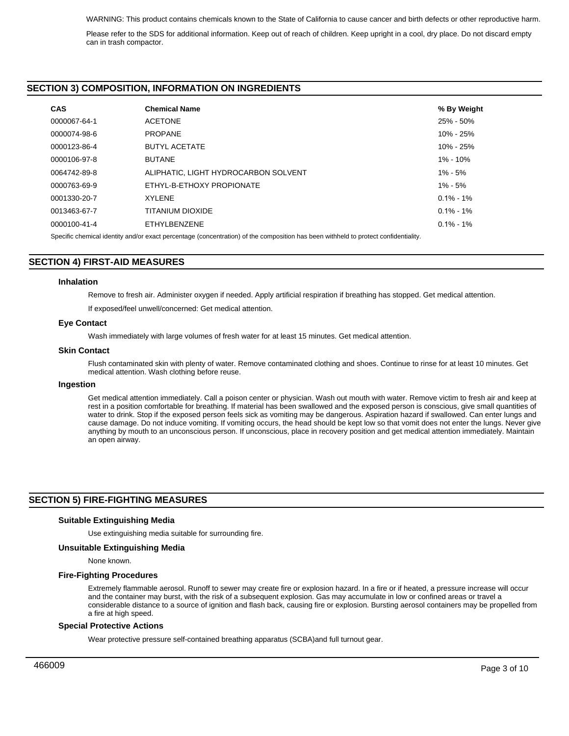WARNING: This product contains chemicals known to the State of California to cause cancer and birth defects or other reproductive harm.

Please refer to the SDS for additional information. Keep out of reach of children. Keep upright in a cool, dry place. Do not discard empty can in trash compactor.

## SECTION 3) COMPOSITION, INFORMATION ON INGREDIENTS

| CAS | Chemical Name | % By Weight |
| --- | --- | --- |
| 0000067-64-1 | ACETONE | 25% - 50% |
| 0000074-98-6 | PROPANE | 10% - 25% |
| 0000123-86-4 | BUTYL ACETATE | 10% - 25% |
| 0000106-97-8 | BUTANE | 1% - 10% |
| 0064742-89-8 | ALIPHATIC, LIGHT HYDROCARBON SOLVENT | 1% - 5% |
| 0000763-69-9 | ETHYL-B-ETHOXY PROPIONATE | 1% - 5% |
| 0001330-20-7 | XYLENE | 0.1% - 1% |
| 0013463-67-7 | TITANIUM DIOXIDE | 0.1% - 1% |
| 0000100-41-4 | ETHYLBENZENE | 0.1% - 1% |

Specific chemical identity and/or exact percentage (concentration) of the composition has been withheld to protect confidentiality.

## SECTION 4) FIRST-AID MEASURES

### Inhalation

Remove to fresh air. Administer oxygen if needed. Apply artificial respiration if breathing has stopped. Get medical attention.

If exposed/feel unwell/concerned: Get medical attention.

### Eye Contact

Wash immediately with large volumes of fresh water for at least 15 minutes. Get medical attention.

### Skin Contact

Flush contaminated skin with plenty of water. Remove contaminated clothing and shoes. Continue to rinse for at least 10 minutes. Get medical attention. Wash clothing before reuse.

### Ingestion

Get medical attention immediately. Call a poison center or physician. Wash out mouth with water. Remove victim to fresh air and keep at rest in a position comfortable for breathing. If material has been swallowed and the exposed person is conscious, give small quantities of water to drink. Stop if the exposed person feels sick as vomiting may be dangerous. Aspiration hazard if swallowed. Can enter lungs and cause damage. Do not induce vomiting. If vomiting occurs, the head should be kept low so that vomit does not enter the lungs. Never give anything by mouth to an unconscious person. If unconscious, place in recovery position and get medical attention immediately. Maintain an open airway.

## SECTION 5) FIRE-FIGHTING MEASURES

### Suitable Extinguishing Media

Use extinguishing media suitable for surrounding fire.

### Unsuitable Extinguishing Media

None known.

### Fire-Fighting Procedures

Extremely flammable aerosol. Runoff to sewer may create fire or explosion hazard. In a fire or if heated, a pressure increase will occur and the container may burst, with the risk of a subsequent explosion. Gas may accumulate in low or confined areas or travel a considerable distance to a source of ignition and flash back, causing fire or explosion. Bursting aerosol containers may be propelled from a fire at high speed.

### Special Protective Actions

Wear protective pressure self-contained breathing apparatus (SCBA)and full turnout gear.

466009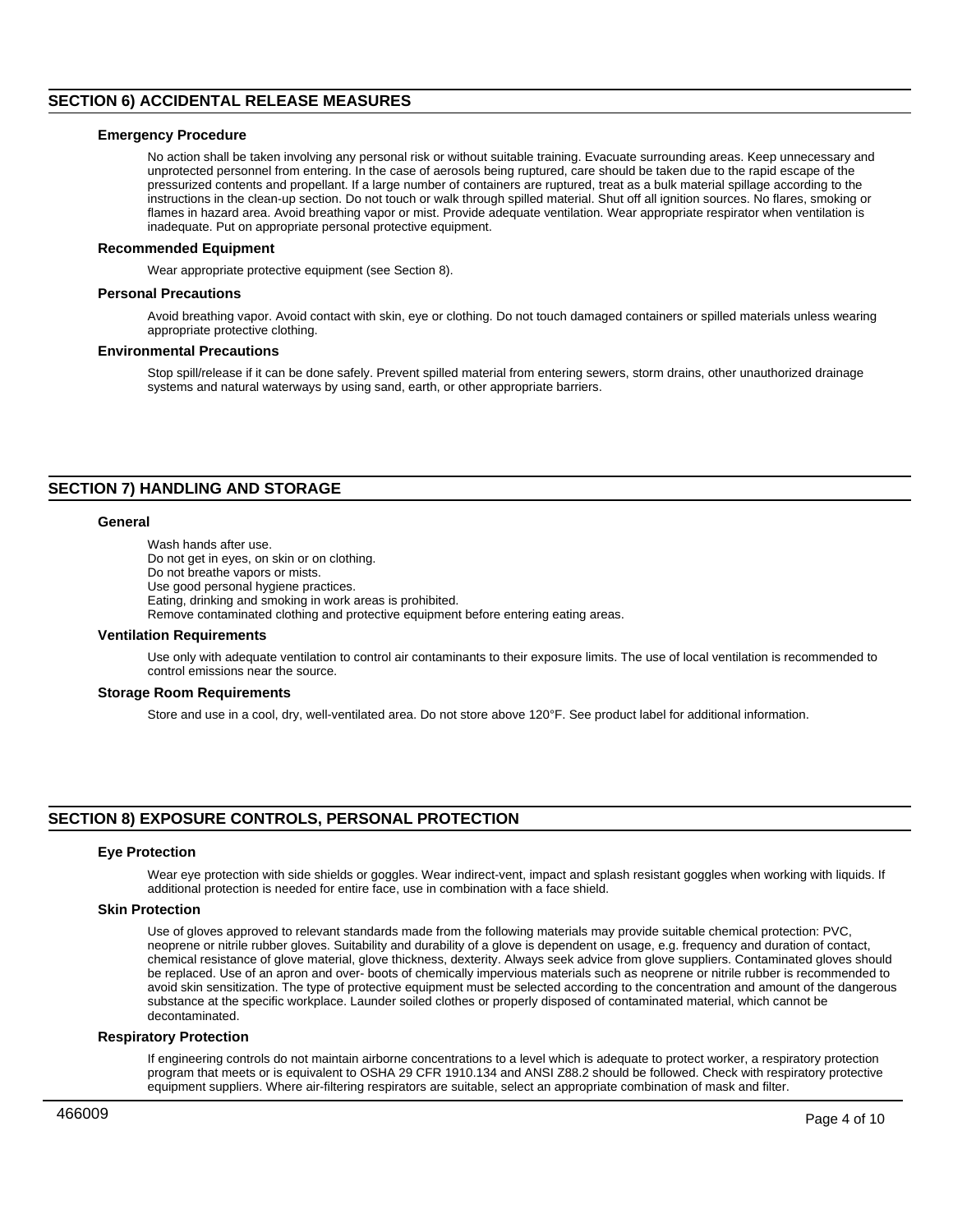## SECTION 6) ACCIDENTAL RELEASE MEASURES

### Emergency Procedure

No action shall be taken involving any personal risk or without suitable training. Evacuate surrounding areas. Keep unnecessary and unprotected personnel from entering. In the case of aerosols being ruptured, care should be taken due to the rapid escape of the pressurized contents and propellant. If a large number of containers are ruptured, treat as a bulk material spillage according to the instructions in the clean-up section. Do not touch or walk through spilled material. Shut off all ignition sources. No flares, smoking or flames in hazard area. Avoid breathing vapor or mist. Provide adequate ventilation. Wear appropriate respirator when ventilation is inadequate. Put on appropriate personal protective equipment.

### Recommended Equipment

Wear appropriate protective equipment (see Section 8).

### Personal Precautions

Avoid breathing vapor. Avoid contact with skin, eye or clothing. Do not touch damaged containers or spilled materials unless wearing appropriate protective clothing.

### Environmental Precautions

Stop spill/release if it can be done safely. Prevent spilled material from entering sewers, storm drains, other unauthorized drainage systems and natural waterways by using sand, earth, or other appropriate barriers.

## SECTION 7) HANDLING AND STORAGE

### General

Wash hands after use.
Do not get in eyes, on skin or on clothing.
Do not breathe vapors or mists.
Use good personal hygiene practices.
Eating, drinking and smoking in work areas is prohibited.
Remove contaminated clothing and protective equipment before entering eating areas.

### Ventilation Requirements

Use only with adequate ventilation to control air contaminants to their exposure limits. The use of local ventilation is recommended to control emissions near the source.

### Storage Room Requirements

Store and use in a cool, dry, well-ventilated area. Do not store above 120°F. See product label for additional information.

## SECTION 8) EXPOSURE CONTROLS, PERSONAL PROTECTION

### Eye Protection

Wear eye protection with side shields or goggles. Wear indirect-vent, impact and splash resistant goggles when working with liquids. If additional protection is needed for entire face, use in combination with a face shield.

### Skin Protection

Use of gloves approved to relevant standards made from the following materials may provide suitable chemical protection: PVC, neoprene or nitrile rubber gloves. Suitability and durability of a glove is dependent on usage, e.g. frequency and duration of contact, chemical resistance of glove material, glove thickness, dexterity. Always seek advice from glove suppliers. Contaminated gloves should be replaced. Use of an apron and over- boots of chemically impervious materials such as neoprene or nitrile rubber is recommended to avoid skin sensitization. The type of protective equipment must be selected according to the concentration and amount of the dangerous substance at the specific workplace. Launder soiled clothes or properly disposed of contaminated material, which cannot be decontaminated.

### Respiratory Protection

If engineering controls do not maintain airborne concentrations to a level which is adequate to protect worker, a respiratory protection program that meets or is equivalent to OSHA 29 CFR 1910.134 and ANSI Z88.2 should be followed. Check with respiratory protective equipment suppliers. Where air-filtering respirators are suitable, select an appropriate combination of mask and filter.

466009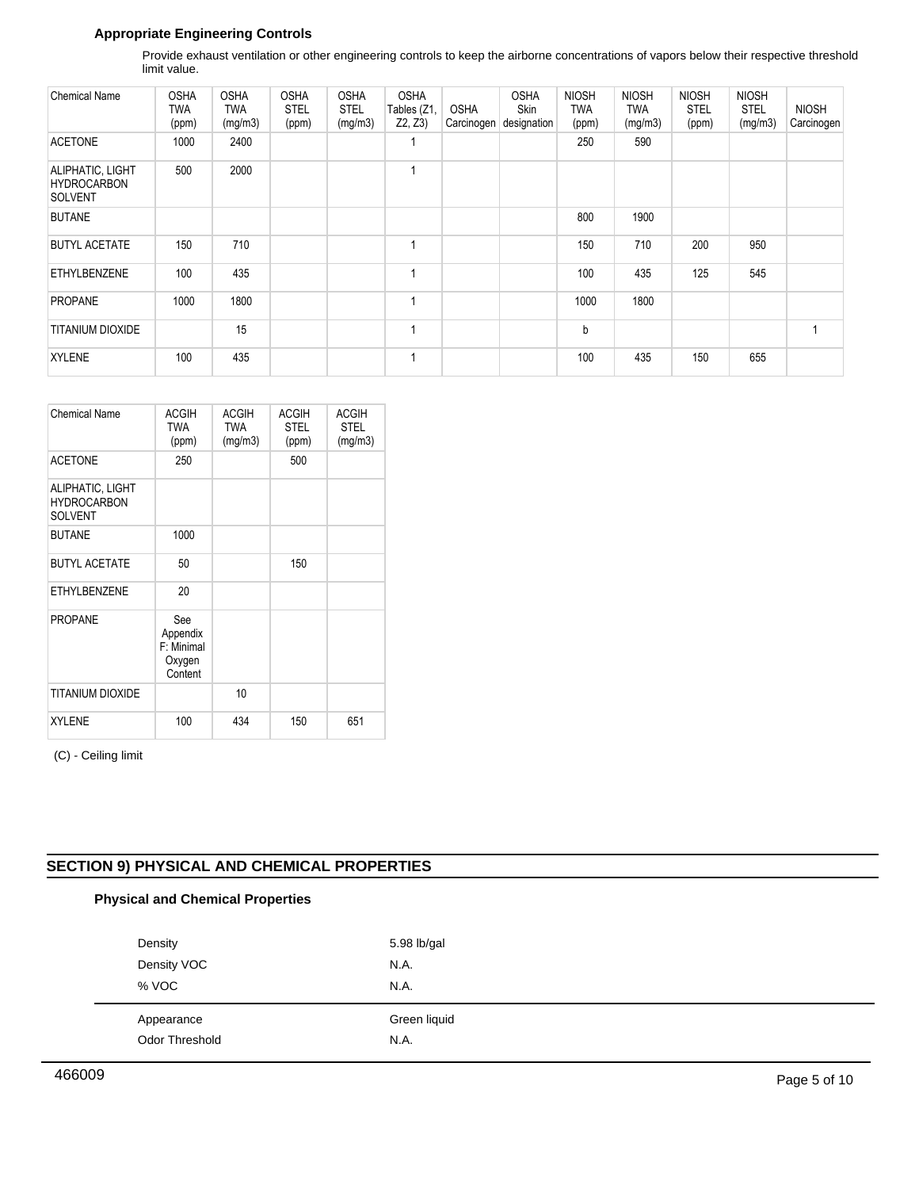### Appropriate Engineering Controls

Provide exhaust ventilation or other engineering controls to keep the airborne concentrations of vapors below their respective threshold limit value.

| Chemical Name | OSHA TWA (ppm) | OSHA TWA (mg/m3) | OSHA STEL (ppm) | OSHA STEL (mg/m3) | OSHA Tables (Z1, Z2, Z3) | OSHA Carcinogen | OSHA Skin designation | NIOSH TWA (ppm) | NIOSH TWA (mg/m3) | NIOSH STEL (ppm) | NIOSH STEL (mg/m3) | NIOSH Carcinogen |
|---|---|---|---|---|---|---|---|---|---|---|---|---|
| ACETONE | 1000 | 2400 | | | 1 | | | 250 | 590 | | | |
| ALIPHATIC, LIGHT HYDROCARBON SOLVENT | 500 | 2000 | | | 1 | | | | | | | |
| BUTANE | | | | | | | | 800 | 1900 | | | |
| BUTYL ACETATE | 150 | 710 | | | 1 | | | 150 | 710 | 200 | 950 | |
| ETHYLBENZENE | 100 | 435 | | | 1 | | | 100 | 435 | 125 | 545 | |
| PROPANE | 1000 | 1800 | | | 1 | | | 1000 | 1800 | | | |
| TITANIUM DIOXIDE | | 15 | | | 1 | | | b | | | | 1 |
| XYLENE | 100 | 435 | | | 1 | | | 100 | 435 | 150 | 655 | |

| Chemical Name | ACGIH TWA (ppm) | ACGIH TWA (mg/m3) | ACGIH STEL (ppm) | ACGIH STEL (mg/m3) |
|---|---|---|---|---|
| ACETONE | 250 | | 500 | |
| ALIPHATIC, LIGHT HYDROCARBON SOLVENT | | | | |
| BUTANE | 1000 | | | |
| BUTYL ACETATE | 50 | | 150 | |
| ETHYLBENZENE | 20 | | | |
| PROPANE | See Appendix F: Minimal Oxygen Content | | | |
| TITANIUM DIOXIDE | | 10 | | |
| XYLENE | 100 | 434 | 150 | 651 |

(C) - Ceiling limit

## SECTION 9) PHYSICAL AND CHEMICAL PROPERTIES

### Physical and Chemical Properties

| | |
|---|---|
| Density | 5.98 lb/gal |
| Density VOC | N.A. |
| % VOC | N.A. |
| Appearance | Green liquid |
| Odor Threshold | N.A. |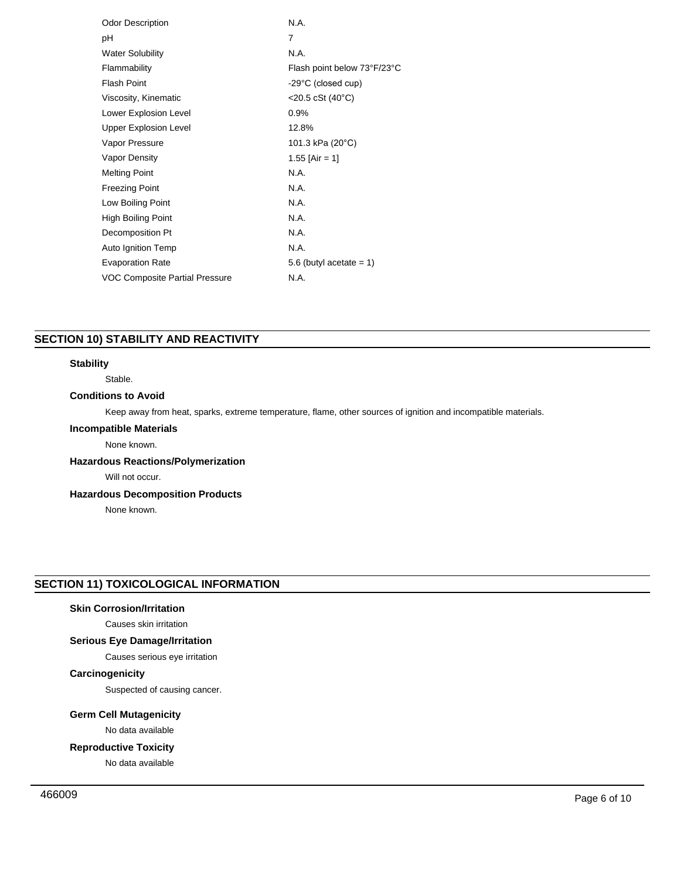| | |
|---|---|
| Odor Description | N.A. |
| pH | 7 |
| Water Solubility | N.A. |
| Flammability | Flash point below 73°F/23°C |
| Flash Point | -29°C (closed cup) |
| Viscosity, Kinematic | <20.5 cSt (40°C) |
| Lower Explosion Level | 0.9% |
| Upper Explosion Level | 12.8% |
| Vapor Pressure | 101.3 kPa (20°C) |
| Vapor Density | 1.55 [Air = 1] |
| Melting Point | N.A. |
| Freezing Point | N.A. |
| Low Boiling Point | N.A. |
| High Boiling Point | N.A. |
| Decomposition Pt | N.A. |
| Auto Ignition Temp | N.A. |
| Evaporation Rate | 5.6 (butyl acetate = 1) |
| VOC Composite Partial Pressure | N.A. |

## SECTION 10) STABILITY AND REACTIVITY

### Stability

Stable.

### Conditions to Avoid

Keep away from heat, sparks, extreme temperature, flame, other sources of ignition and incompatible materials.

### Incompatible Materials

None known.

### Hazardous Reactions/Polymerization

Will not occur.

### Hazardous Decomposition Products

None known.

## SECTION 11) TOXICOLOGICAL INFORMATION

### Skin Corrosion/Irritation

Causes skin irritation

### Serious Eye Damage/Irritation

Causes serious eye irritation

### Carcinogenicity

Suspected of causing cancer.

### Germ Cell Mutagenicity

No data available

### Reproductive Toxicity

No data available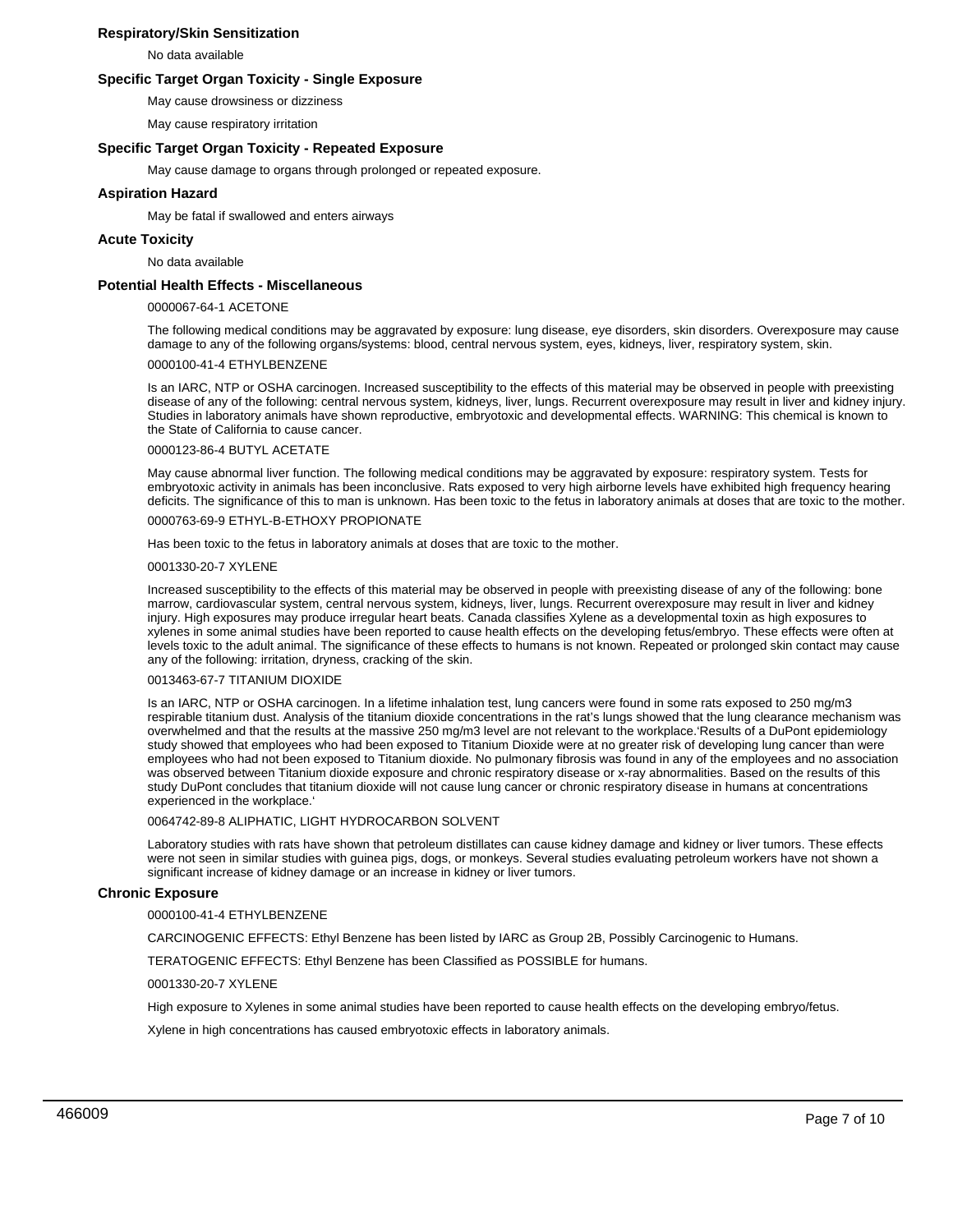### Respiratory/Skin Sensitization

No data available

### Specific Target Organ Toxicity - Single Exposure

May cause drowsiness or dizziness

May cause respiratory irritation

### Specific Target Organ Toxicity - Repeated Exposure

May cause damage to organs through prolonged or repeated exposure.

### Aspiration Hazard

May be fatal if swallowed and enters airways

### Acute Toxicity

No data available

### Potential Health Effects - Miscellaneous

0000067-64-1 ACETONE

The following medical conditions may be aggravated by exposure: lung disease, eye disorders, skin disorders. Overexposure may cause damage to any of the following organs/systems: blood, central nervous system, eyes, kidneys, liver, respiratory system, skin.

0000100-41-4 ETHYLBENZENE

Is an IARC, NTP or OSHA carcinogen. Increased susceptibility to the effects of this material may be observed in people with preexisting disease of any of the following: central nervous system, kidneys, liver, lungs. Recurrent overexposure may result in liver and kidney injury. Studies in laboratory animals have shown reproductive, embryotoxic and developmental effects. WARNING: This chemical is known to the State of California to cause cancer.

0000123-86-4 BUTYL ACETATE

May cause abnormal liver function. The following medical conditions may be aggravated by exposure: respiratory system. Tests for embryotoxic activity in animals has been inconclusive. Rats exposed to very high airborne levels have exhibited high frequency hearing deficits. The significance of this to man is unknown. Has been toxic to the fetus in laboratory animals at doses that are toxic to the mother.

0000763-69-9 ETHYL-B-ETHOXY PROPIONATE

Has been toxic to the fetus in laboratory animals at doses that are toxic to the mother.

0001330-20-7 XYLENE

Increased susceptibility to the effects of this material may be observed in people with preexisting disease of any of the following: bone marrow, cardiovascular system, central nervous system, kidneys, liver, lungs. Recurrent overexposure may result in liver and kidney injury. High exposures may produce irregular heart beats. Canada classifies Xylene as a developmental toxin as high exposures to xylenes in some animal studies have been reported to cause health effects on the developing fetus/embryo. These effects were often at levels toxic to the adult animal. The significance of these effects to humans is not known. Repeated or prolonged skin contact may cause any of the following: irritation, dryness, cracking of the skin.

0013463-67-7 TITANIUM DIOXIDE

Is an IARC, NTP or OSHA carcinogen. In a lifetime inhalation test, lung cancers were found in some rats exposed to 250 mg/m3 respirable titanium dust. Analysis of the titanium dioxide concentrations in the rat's lungs showed that the lung clearance mechanism was overwhelmed and that the results at the massive 250 mg/m3 level are not relevant to the workplace.'Results of a DuPont epidemiology study showed that employees who had been exposed to Titanium Dioxide were at no greater risk of developing lung cancer than were employees who had not been exposed to Titanium dioxide. No pulmonary fibrosis was found in any of the employees and no association was observed between Titanium dioxide exposure and chronic respiratory disease or x-ray abnormalities. Based on the results of this study DuPont concludes that titanium dioxide will not cause lung cancer or chronic respiratory disease in humans at concentrations experienced in the workplace.'

0064742-89-8 ALIPHATIC, LIGHT HYDROCARBON SOLVENT

Laboratory studies with rats have shown that petroleum distillates can cause kidney damage and kidney or liver tumors. These effects were not seen in similar studies with guinea pigs, dogs, or monkeys. Several studies evaluating petroleum workers have not shown a significant increase of kidney damage or an increase in kidney or liver tumors.

### Chronic Exposure

0000100-41-4 ETHYLBENZENE

CARCINOGENIC EFFECTS: Ethyl Benzene has been listed by IARC as Group 2B, Possibly Carcinogenic to Humans.

TERATOGENIC EFFECTS: Ethyl Benzene has been Classified as POSSIBLE for humans.

0001330-20-7 XYLENE

High exposure to Xylenes in some animal studies have been reported to cause health effects on the developing embryo/fetus.

Xylene in high concentrations has caused embryotoxic effects in laboratory animals.

466009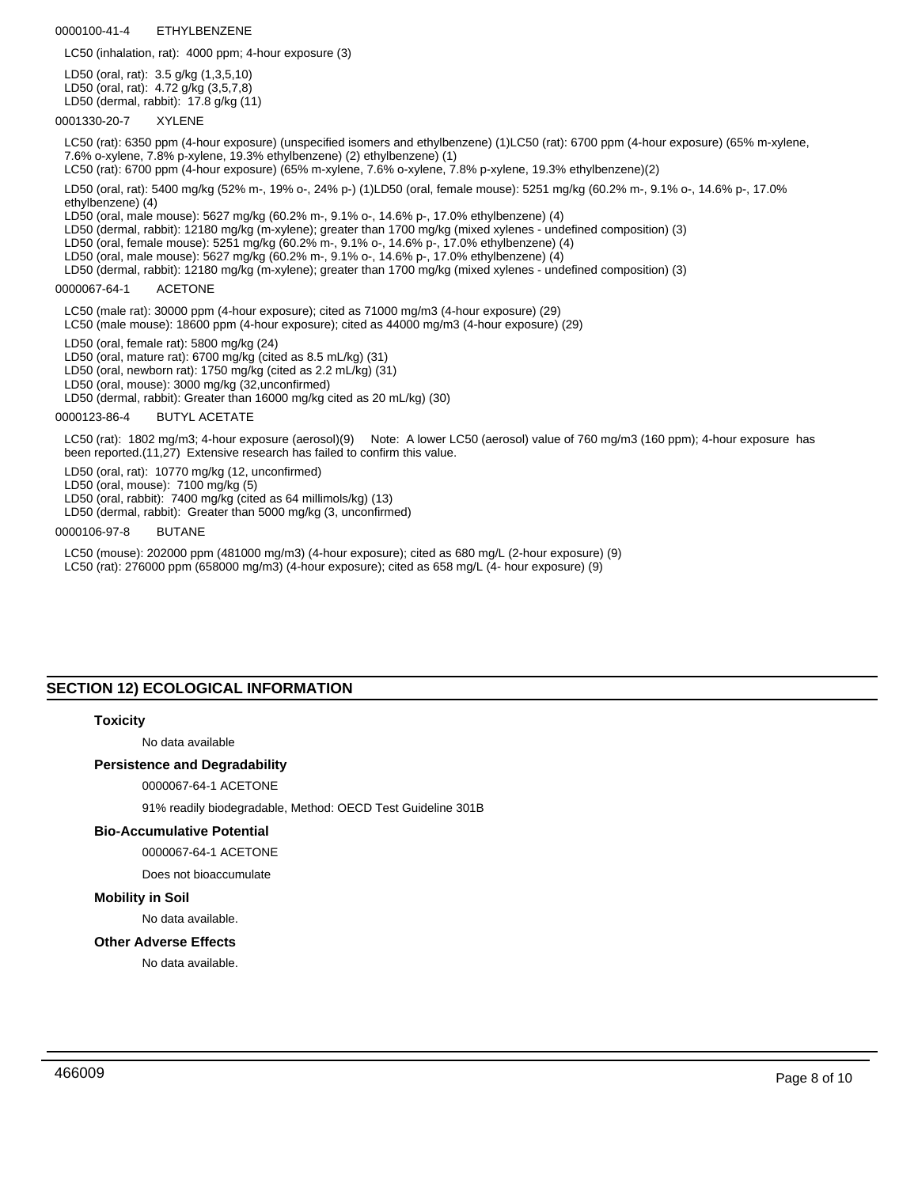0000100-41-4 ETHYLBENZENE

LC50 (inhalation, rat): 4000 ppm; 4-hour exposure (3)

LD50 (oral, rat): 3.5 g/kg (1,3,5,10)
LD50 (oral, rat): 4.72 g/kg (3,5,7,8)
LD50 (dermal, rabbit): 17.8 g/kg (11)

0001330-20-7 XYLENE

LC50 (rat): 6350 ppm (4-hour exposure) (unspecified isomers and ethylbenzene) (1)LC50 (rat): 6700 ppm (4-hour exposure) (65% m-xylene, 7.6% o-xylene, 7.8% p-xylene, 19.3% ethylbenzene) (2) ethylbenzene) (1)
LC50 (rat): 6700 ppm (4-hour exposure) (65% m-xylene, 7.6% o-xylene, 7.8% p-xylene, 19.3% ethylbenzene)(2)

LD50 (oral, rat): 5400 mg/kg (52% m-, 19% o-, 24% p-) (1)LD50 (oral, female mouse): 5251 mg/kg (60.2% m-, 9.1% o-, 14.6% p-, 17.0% ethylbenzene) (4)
LD50 (oral, male mouse): 5627 mg/kg (60.2% m-, 9.1% o-, 14.6% p-, 17.0% ethylbenzene) (4)
LD50 (dermal, rabbit): 12180 mg/kg (m-xylene); greater than 1700 mg/kg (mixed xylenes - undefined composition) (3)
LD50 (oral, female mouse): 5251 mg/kg (60.2% m-, 9.1% o-, 14.6% p-, 17.0% ethylbenzene) (4)
LD50 (oral, male mouse): 5627 mg/kg (60.2% m-, 9.1% o-, 14.6% p-, 17.0% ethylbenzene) (4)
LD50 (dermal, rabbit): 12180 mg/kg (m-xylene); greater than 1700 mg/kg (mixed xylenes - undefined composition) (3)

0000067-64-1 ACETONE

LC50 (male rat): 30000 ppm (4-hour exposure); cited as 71000 mg/m3 (4-hour exposure) (29)
LC50 (male mouse): 18600 ppm (4-hour exposure); cited as 44000 mg/m3 (4-hour exposure) (29)

LD50 (oral, female rat): 5800 mg/kg (24)
LD50 (oral, mature rat): 6700 mg/kg (cited as 8.5 mL/kg) (31)
LD50 (oral, newborn rat): 1750 mg/kg (cited as 2.2 mL/kg) (31)
LD50 (oral, mouse): 3000 mg/kg (32,unconfirmed)
LD50 (dermal, rabbit): Greater than 16000 mg/kg cited as 20 mL/kg) (30)

0000123-86-4 BUTYL ACETATE

LC50 (rat): 1802 mg/m3; 4-hour exposure (aerosol)(9) Note: A lower LC50 (aerosol) value of 760 mg/m3 (160 ppm); 4-hour exposure has been reported.(11,27) Extensive research has failed to confirm this value.

LD50 (oral, rat): 10770 mg/kg (12, unconfirmed)
LD50 (oral, mouse): 7100 mg/kg (5)
LD50 (oral, rabbit): 7400 mg/kg (cited as 64 millimols/kg) (13)
LD50 (dermal, rabbit): Greater than 5000 mg/kg (3, unconfirmed)

0000106-97-8 BUTANE

LC50 (mouse): 202000 ppm (481000 mg/m3) (4-hour exposure); cited as 680 mg/L (2-hour exposure) (9)
LC50 (rat): 276000 ppm (658000 mg/m3) (4-hour exposure); cited as 658 mg/L (4- hour exposure) (9)

## SECTION 12) ECOLOGICAL INFORMATION

**Toxicity**

No data available

**Persistence and Degradability**

0000067-64-1 ACETONE

91% readily biodegradable, Method: OECD Test Guideline 301B

**Bio-Accumulative Potential**

0000067-64-1 ACETONE

Does not bioaccumulate

**Mobility in Soil**

No data available.

**Other Adverse Effects**

No data available.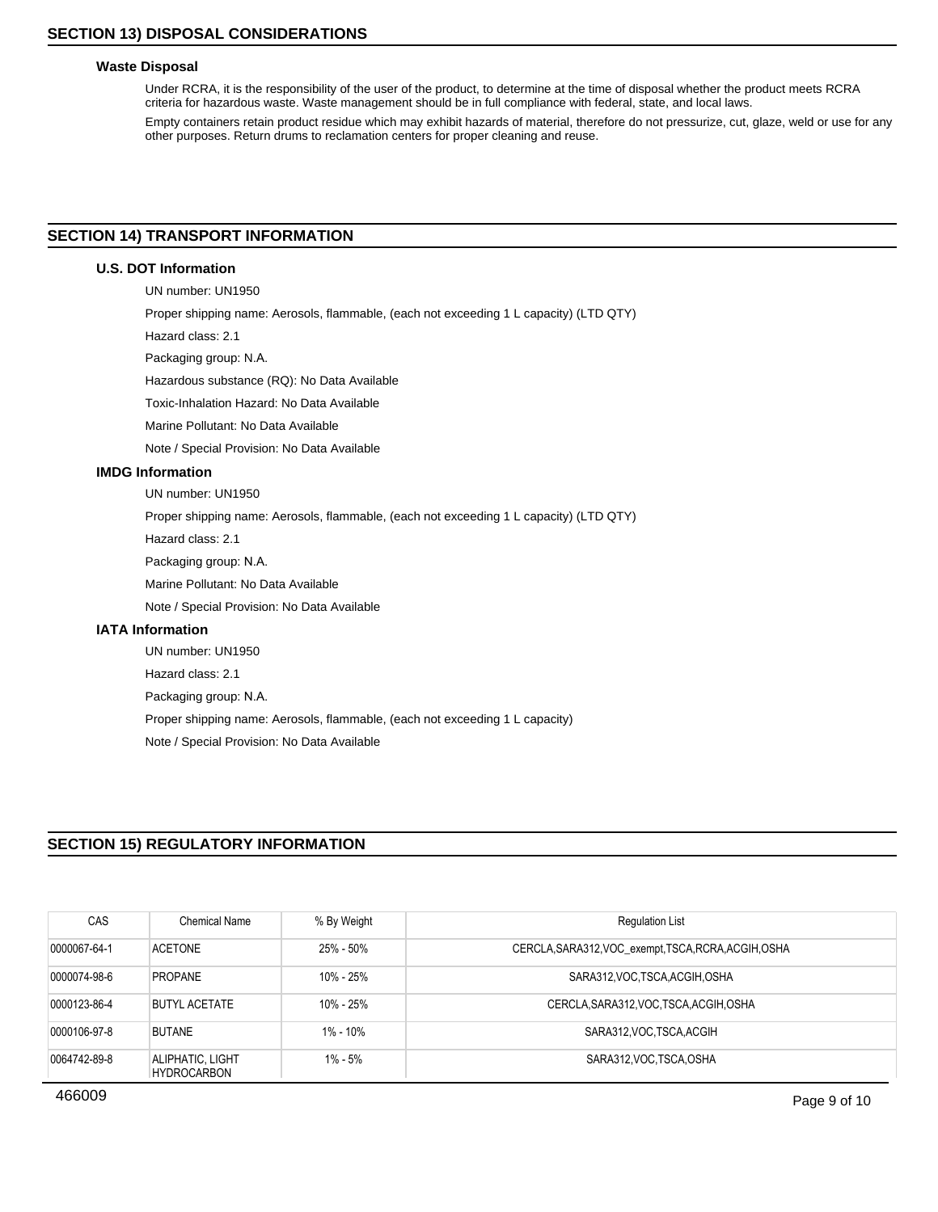## SECTION 13) DISPOSAL CONSIDERATIONS

### Waste Disposal

Under RCRA, it is the responsibility of the user of the product, to determine at the time of disposal whether the product meets RCRA criteria for hazardous waste. Waste management should be in full compliance with federal, state, and local laws.

Empty containers retain product residue which may exhibit hazards of material, therefore do not pressurize, cut, glaze, weld or use for any other purposes. Return drums to reclamation centers for proper cleaning and reuse.

## SECTION 14) TRANSPORT INFORMATION

### U.S. DOT Information

UN number: UN1950

Proper shipping name: Aerosols, flammable, (each not exceeding 1 L capacity) (LTD QTY)

Hazard class: 2.1

Packaging group: N.A.

Hazardous substance (RQ): No Data Available

Toxic-Inhalation Hazard: No Data Available

Marine Pollutant: No Data Available

Note / Special Provision: No Data Available

### IMDG Information

UN number: UN1950

Proper shipping name: Aerosols, flammable, (each not exceeding 1 L capacity) (LTD QTY)

Hazard class: 2.1

Packaging group: N.A.

Marine Pollutant: No Data Available

Note / Special Provision: No Data Available

### IATA Information

UN number: UN1950

Hazard class: 2.1

Packaging group: N.A.

Proper shipping name: Aerosols, flammable, (each not exceeding 1 L capacity)

Note / Special Provision: No Data Available

## SECTION 15) REGULATORY INFORMATION

| CAS | Chemical Name | % By Weight | Regulation List |
|---|---|---|---|
| 0000067-64-1 | ACETONE | 25% - 50% | CERCLA,SARA312,VOC_exempt,TSCA,RCRA,ACGIH,OSHA |
| 0000074-98-6 | PROPANE | 10% - 25% | SARA312,VOC,TSCA,ACGIH,OSHA |
| 0000123-86-4 | BUTYL ACETATE | 10% - 25% | CERCLA,SARA312,VOC,TSCA,ACGIH,OSHA |
| 0000106-97-8 | BUTANE | 1% - 10% | SARA312,VOC,TSCA,ACGIH |
| 0064742-89-8 | ALIPHATIC, LIGHT HYDROCARBON | 1% - 5% | SARA312,VOC,TSCA,OSHA |

466009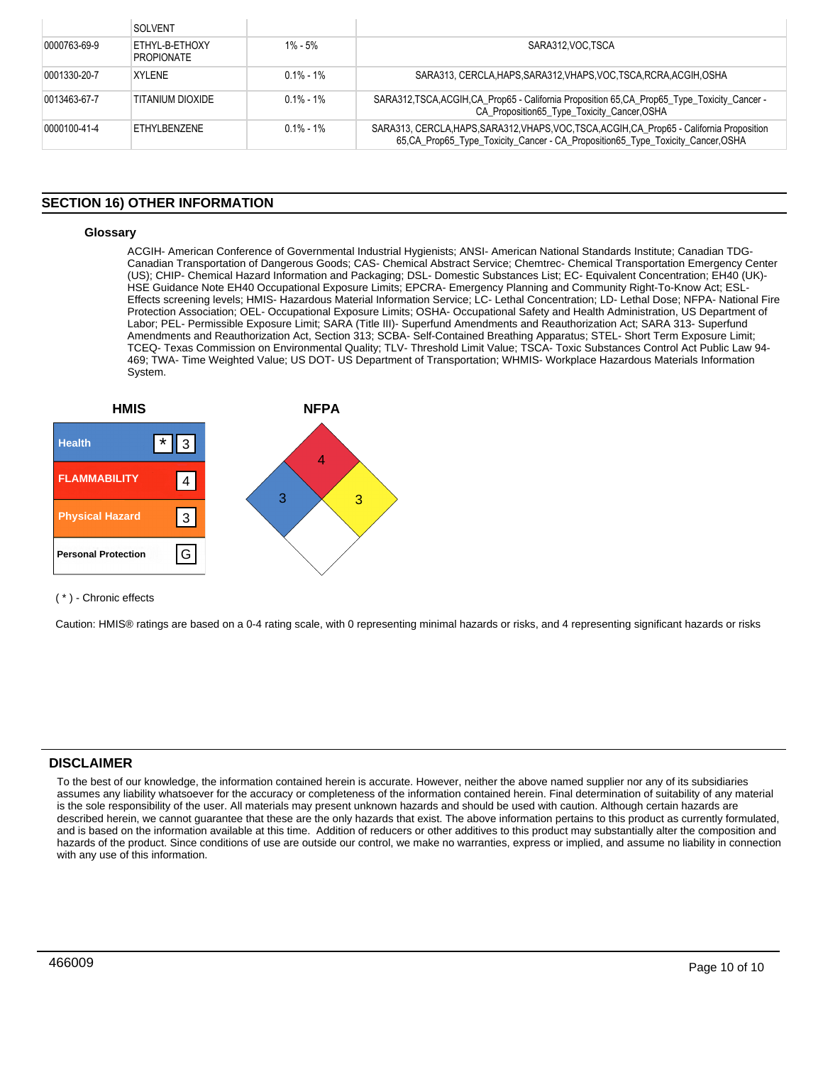| | | | |
|---|---|---|---|
| | SOLVENT | | |
| 0000763-69-9 | ETHYL-B-ETHOXY PROPIONATE | 1% - 5% | SARA312,VOC,TSCA |
| 0001330-20-7 | XYLENE | 0.1% - 1% | SARA313, CERCLA,HAPS,SARA312,VHAPS,VOC,TSCA,RCRA,ACGIH,OSHA |
| 0013463-67-7 | TITANIUM DIOXIDE | 0.1% - 1% | SARA312,TSCA,ACGIH,CA_Prop65 - California Proposition 65,CA_Prop65_Type_Toxicity_Cancer - CA_Proposition65_Type_Toxicity_Cancer,OSHA |
| 0000100-41-4 | ETHYLBENZENE | 0.1% - 1% | SARA313, CERCLA,HAPS,SARA312,VHAPS,VOC,TSCA,ACGIH,CA_Prop65 - California Proposition 65,CA_Prop65_Type_Toxicity_Cancer - CA_Proposition65_Type_Toxicity_Cancer,OSHA |

## SECTION 16) OTHER INFORMATION

### Glossary

ACGIH- American Conference of Governmental Industrial Hygienists; ANSI- American National Standards Institute; Canadian TDG- Canadian Transportation of Dangerous Goods; CAS- Chemical Abstract Service; Chemtrec- Chemical Transportation Emergency Center (US); CHIP- Chemical Hazard Information and Packaging; DSL- Domestic Substances List; EC- Equivalent Concentration; EH40 (UK)- HSE Guidance Note EH40 Occupational Exposure Limits; EPCRA- Emergency Planning and Community Right-To-Know Act; ESL- Effects screening levels; HMIS- Hazardous Material Information Service; LC- Lethal Concentration; LD- Lethal Dose; NFPA- National Fire Protection Association; OEL- Occupational Exposure Limits; OSHA- Occupational Safety and Health Administration, US Department of Labor; PEL- Permissible Exposure Limit; SARA (Title III)- Superfund Amendments and Reauthorization Act; SARA 313- Superfund Amendments and Reauthorization Act, Section 313; SCBA- Self-Contained Breathing Apparatus; STEL- Short Term Exposure Limit; TCEQ- Texas Commission on Environmental Quality; TLV- Threshold Limit Value; TSCA- Toxic Substances Control Act Public Law 94-469; TWA- Time Weighted Value; US DOT- US Department of Transportation; WHMIS- Workplace Hazardous Materials Information System.

**HMIS**

| | |
|---|---|
| Health | * 3 |
| FLAMMABILITY | 4 |
| Physical Hazard | 3 |
| Personal Protection | G |

**NFPA**

4

3

3

( * ) - Chronic effects

Caution: HMIS® ratings are based on a 0-4 rating scale, with 0 representing minimal hazards or risks, and 4 representing significant hazards or risks

## DISCLAIMER

To the best of our knowledge, the information contained herein is accurate. However, neither the above named supplier nor any of its subsidiaries assumes any liability whatsoever for the accuracy or completeness of the information contained herein. Final determination of suitability of any material is the sole responsibility of the user. All materials may present unknown hazards and should be used with caution. Although certain hazards are described herein, we cannot guarantee that these are the only hazards that exist. The above information pertains to this product as currently formulated, and is based on the information available at this time. Addition of reducers or other additives to this product may substantially alter the composition and hazards of the product. Since conditions of use are outside our control, we make no warranties, express or implied, and assume no liability in connection with any use of this information.

466009